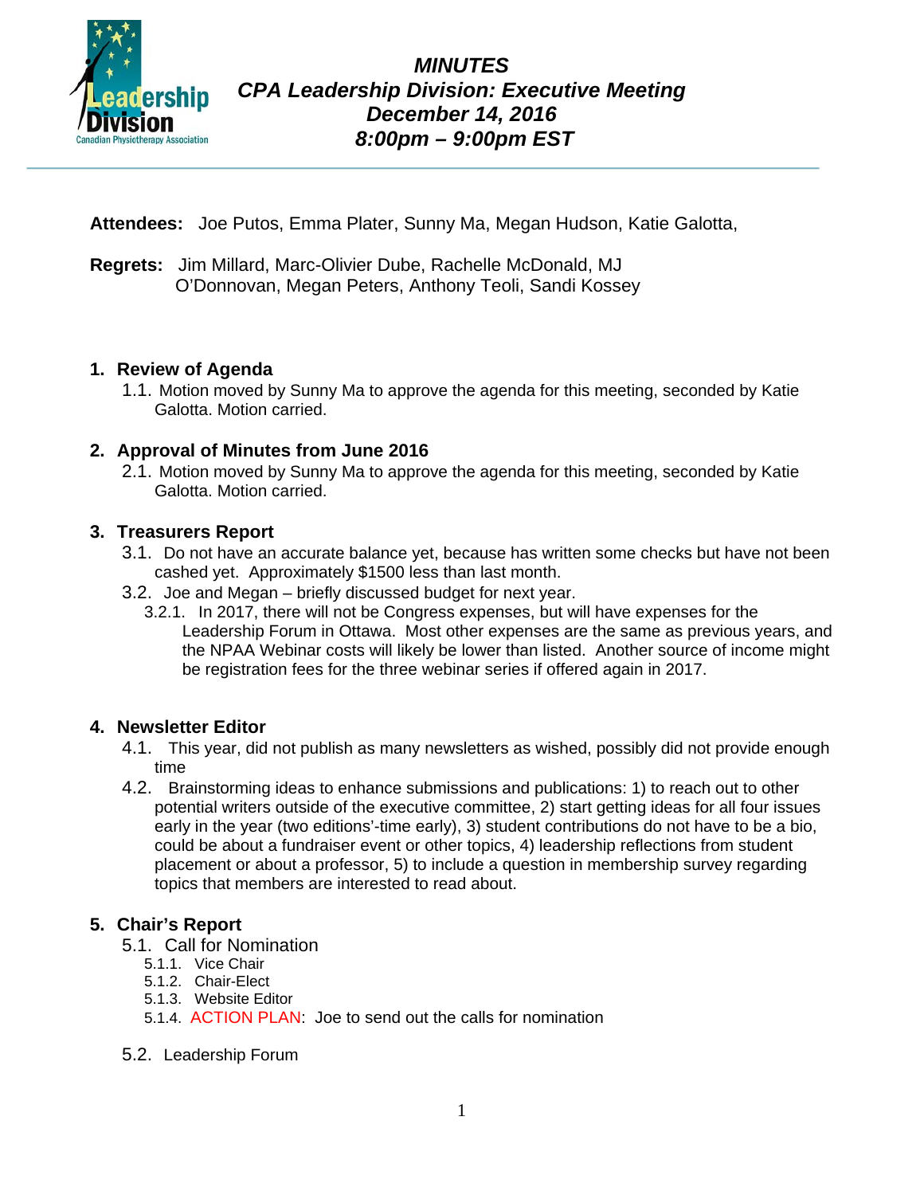**MINUTES**
**CPA Leadership Division: Executive Meeting**
**December 14, 2016**
**8:00pm – 9:00pm EST**

---

**Attendees:** Joe Putos, Emma Plater, Sunny Ma, Megan Hudson, Katie Galotta,

**Regrets:** Jim Millard, Marc-Olivier Dube, Rachelle McDonald, MJ O'Donnovan, Megan Peters, Anthony Teoli, Sandi Kossey

## 1. Review of Agenda

1.1. Motion moved by Sunny Ma to approve the agenda for this meeting, seconded by Katie Galotta. Motion carried.

## 2. Approval of Minutes from June 2016

2.1. Motion moved by Sunny Ma to approve the agenda for this meeting, seconded by Katie Galotta. Motion carried.

## 3. Treasurers Report

3.1. Do not have an accurate balance yet, because has written some checks but have not been cashed yet. Approximately $1500 less than last month.

3.2. Joe and Megan – briefly discussed budget for next year.

3.2.1. In 2017, there will not be Congress expenses, but will have expenses for the Leadership Forum in Ottawa. Most other expenses are the same as previous years, and the NPAA Webinar costs will likely be lower than listed. Another source of income might be registration fees for the three webinar series if offered again in 2017.

## 4. Newsletter Editor

4.1. This year, did not publish as many newsletters as wished, possibly did not provide enough time

4.2. Brainstorming ideas to enhance submissions and publications: 1) to reach out to other potential writers outside of the executive committee, 2) start getting ideas for all four issues early in the year (two editions'-time early), 3) student contributions do not have to be a bio, could be about a fundraiser event or other topics, 4) leadership reflections from student placement or about a professor, 5) to include a question in membership survey regarding topics that members are interested to read about.

## 5. Chair's Report

5.1. Call for Nomination

5.1.1. Vice Chair

5.1.2. Chair-Elect

5.1.3. Website Editor

5.1.4. ACTION PLAN: Joe to send out the calls for nomination

5.2. Leadership Forum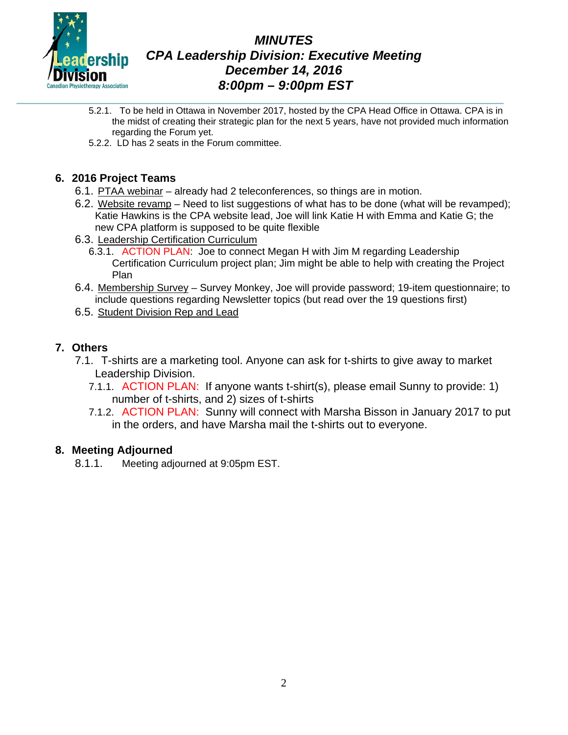# MINUTES
## CPA Leadership Division: Executive Meeting
## December 14, 2016
## 8:00pm – 9:00pm EST

5.2.1. To be held in Ottawa in November 2017, hosted by the CPA Head Office in Ottawa. CPA is in the midst of creating their strategic plan for the next 5 years, have not provided much information regarding the Forum yet.

5.2.2. LD has 2 seats in the Forum committee.

## 6. 2016 Project Teams

6.1. PTAA webinar – already had 2 teleconferences, so things are in motion.

6.2. Website revamp – Need to list suggestions of what has to be done (what will be revamped); Katie Hawkins is the CPA website lead, Joe will link Katie H with Emma and Katie G; the new CPA platform is supposed to be quite flexible

6.3. Leadership Certification Curriculum

6.3.1. ACTION PLAN: Joe to connect Megan H with Jim M regarding Leadership Certification Curriculum project plan; Jim might be able to help with creating the Project Plan

6.4. Membership Survey – Survey Monkey, Joe will provide password; 19-item questionnaire; to include questions regarding Newsletter topics (but read over the 19 questions first)

6.5. Student Division Rep and Lead

## 7. Others

7.1. T-shirts are a marketing tool. Anyone can ask for t-shirts to give away to market Leadership Division.

7.1.1. ACTION PLAN: If anyone wants t-shirt(s), please email Sunny to provide: 1) number of t-shirts, and 2) sizes of t-shirts

7.1.2. ACTION PLAN: Sunny will connect with Marsha Bisson in January 2017 to put in the orders, and have Marsha mail the t-shirts out to everyone.

## 8. Meeting Adjourned

8.1.1. Meeting adjourned at 9:05pm EST.